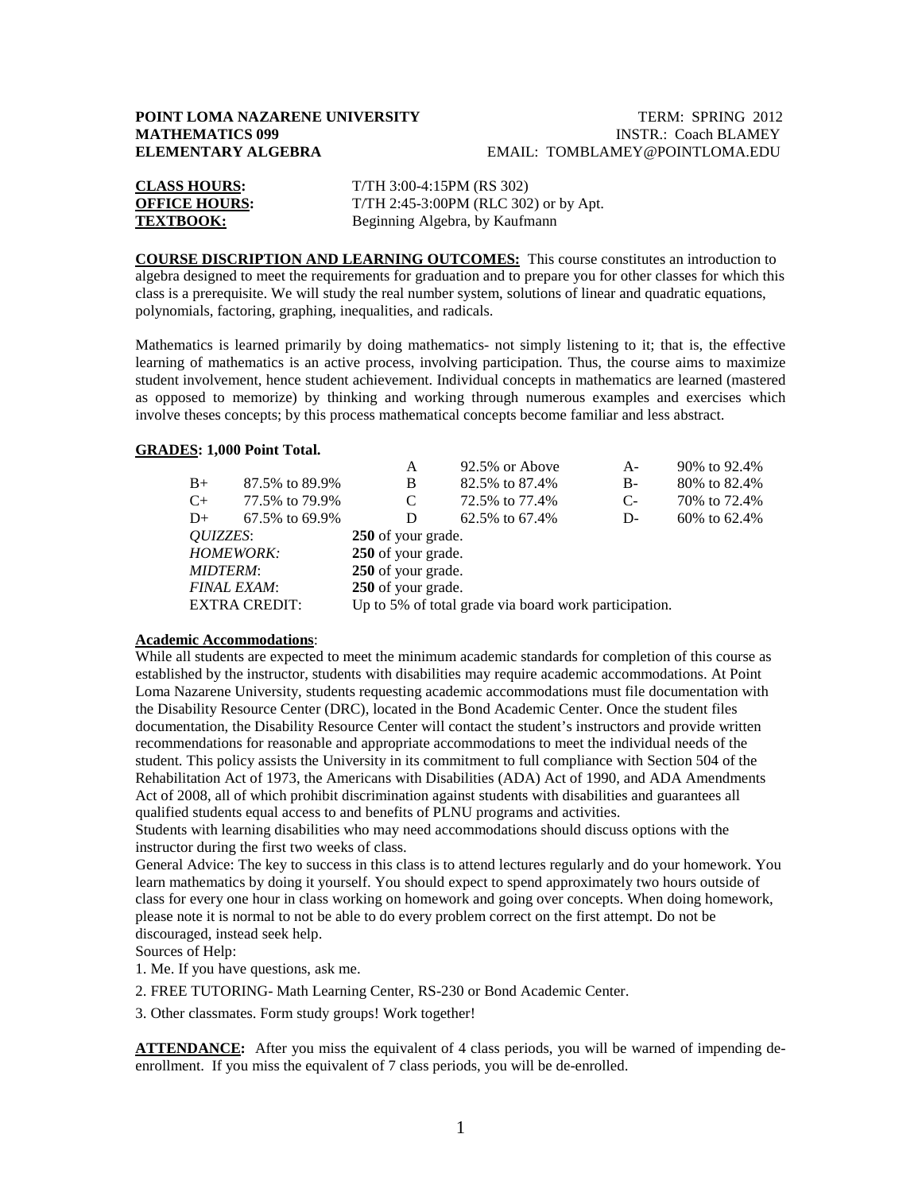**POINT LOMA NAZARENE UNIVERSITY** TERM: SPRING 2012
**MATHEMATICS 099** INSTR.: Coach BLAMEY
**ELEMENTARY ALGEBRA** EMAIL: TOMBLAMEY@POINTLOMA.EDU

**CLASS HOURS:** T/TH 3:00-4:15PM (RS 302)
**OFFICE HOURS:** T/TH 2:45-3:00PM (RLC 302) or by Apt.
**TEXTBOOK:** Beginning Algebra, by Kaufmann

**COURSE DISCRIPTION AND LEARNING OUTCOMES:** This course constitutes an introduction to algebra designed to meet the requirements for graduation and to prepare you for other classes for which this class is a prerequisite. We will study the real number system, solutions of linear and quadratic equations, polynomials, factoring, graphing, inequalities, and radicals.

Mathematics is learned primarily by doing mathematics- not simply listening to it; that is, the effective learning of mathematics is an active process, involving participation. Thus, the course aims to maximize student involvement, hence student achievement. Individual concepts in mathematics are learned (mastered as opposed to memorize) by thinking and working through numerous examples and exercises which involve theses concepts; by this process mathematical concepts become familiar and less abstract.

**GRADES: 1,000 Point Total.**

| | | | | | |
|---|---|---|---|---|---|
| | | A | 92.5% or Above | A- | 90% to 92.4% |
| B+ | 87.5% to 89.9% | B | 82.5% to 87.4% | B- | 80% to 82.4% |
| C+ | 77.5% to 79.9% | C | 72.5% to 77.4% | C- | 70% to 72.4% |
| D+ | 67.5% to 69.9% | D | 62.5% to 67.4% | D- | 60% to 62.4% |

*QUIZZES*: **250** of your grade.
*HOMEWORK:* **250** of your grade.
*MIDTERM*: **250** of your grade.
*FINAL EXAM*: **250** of your grade.
EXTRA CREDIT: Up to 5% of total grade via board work participation.

**Academic Accommodations**:
While all students are expected to meet the minimum academic standards for completion of this course as established by the instructor, students with disabilities may require academic accommodations. At Point Loma Nazarene University, students requesting academic accommodations must file documentation with the Disability Resource Center (DRC), located in the Bond Academic Center. Once the student files documentation, the Disability Resource Center will contact the student's instructors and provide written recommendations for reasonable and appropriate accommodations to meet the individual needs of the student. This policy assists the University in its commitment to full compliance with Section 504 of the Rehabilitation Act of 1973, the Americans with Disabilities (ADA) Act of 1990, and ADA Amendments Act of 2008, all of which prohibit discrimination against students with disabilities and guarantees all qualified students equal access to and benefits of PLNU programs and activities.
Students with learning disabilities who may need accommodations should discuss options with the instructor during the first two weeks of class.
General Advice: The key to success in this class is to attend lectures regularly and do your homework. You learn mathematics by doing it yourself. You should expect to spend approximately two hours outside of class for every one hour in class working on homework and going over concepts. When doing homework, please note it is normal to not be able to do every problem correct on the first attempt. Do not be discouraged, instead seek help.
Sources of Help:

1. Me. If you have questions, ask me.
2. FREE TUTORING- Math Learning Center, RS-230 or Bond Academic Center.
3. Other classmates. Form study groups! Work together!

**ATTENDANCE:** After you miss the equivalent of 4 class periods, you will be warned of impending de-enrollment. If you miss the equivalent of 7 class periods, you will be de-enrolled.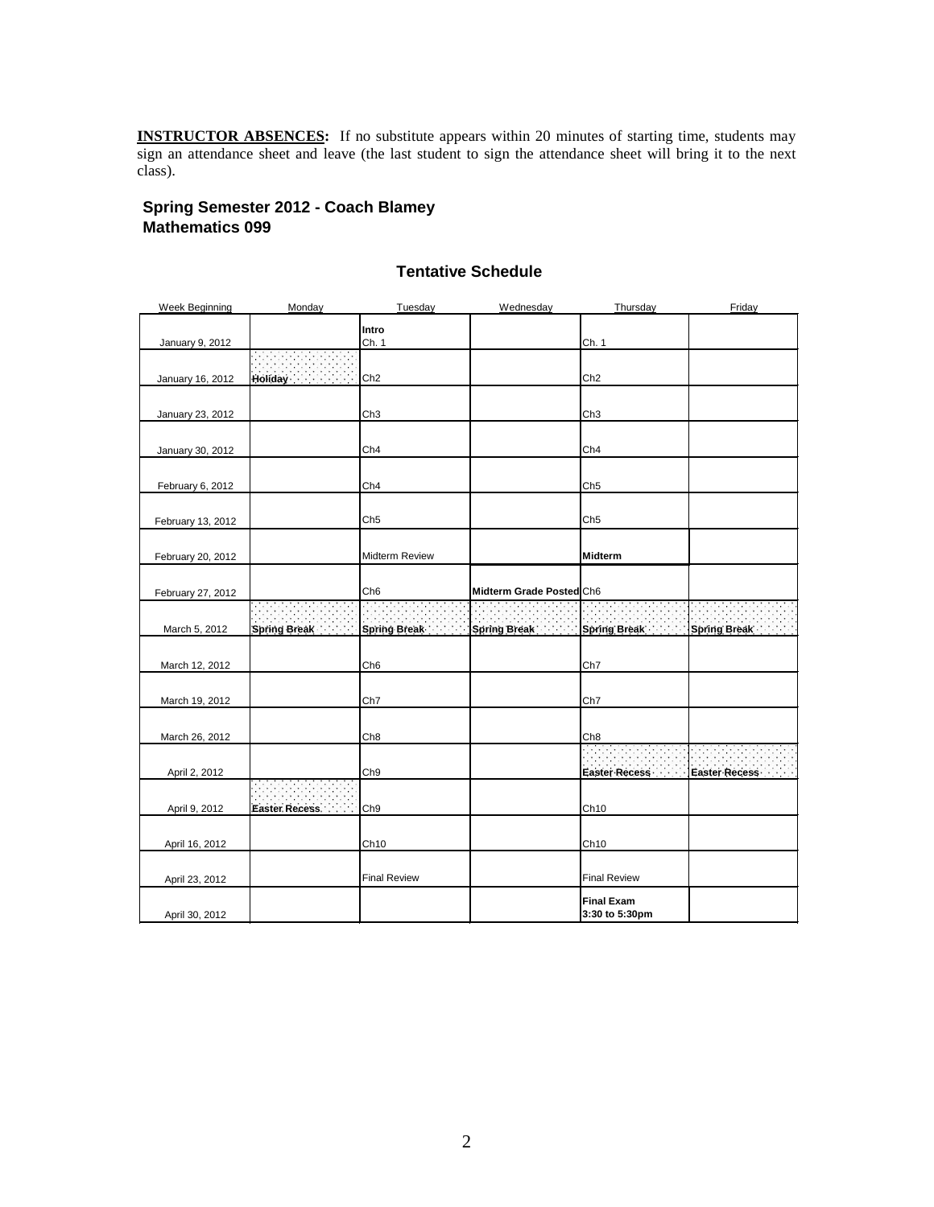**INSTRUCTOR ABSENCES:** If no substitute appears within 20 minutes of starting time, students may sign an attendance sheet and leave (the last student to sign the attendance sheet will bring it to the next class).

**Spring Semester 2012 - Coach Blamey**
**Mathematics 099**

### Tentative Schedule

| Week Beginning | Monday | Tuesday | Wednesday | Thursday | Friday |
|---|---|---|---|---|---|
| January 9, 2012 | | **Intro** Ch. 1 | | Ch. 1 | |
| January 16, 2012 | **Holiday** | Ch2 | | Ch2 | |
| January 23, 2012 | | Ch3 | | Ch3 | |
| January 30, 2012 | | Ch4 | | Ch4 | |
| February 6, 2012 | | Ch4 | | Ch5 | |
| February 13, 2012 | | Ch5 | | Ch5 | |
| February 20, 2012 | | Midterm Review | | **Midterm** | |
| February 27, 2012 | | Ch6 | **Midterm Grade Posted** | Ch6 | |
| March 5, 2012 | **Spring Break** | **Spring Break** | **Spring Break** | **Spring Break** | **Spring Break** |
| March 12, 2012 | | Ch6 | | Ch7 | |
| March 19, 2012 | | Ch7 | | Ch7 | |
| March 26, 2012 | | Ch8 | | Ch8 | |
| April 2, 2012 | | Ch9 | | **Easter Recess** | **Easter Recess** |
| April 9, 2012 | **Easter Recess** | Ch9 | | Ch10 | |
| April 16, 2012 | | Ch10 | | Ch10 | |
| April 23, 2012 | | Final Review | | Final Review | |
| April 30, 2012 | | | | **Final Exam 3:30 to 5:30pm** | |